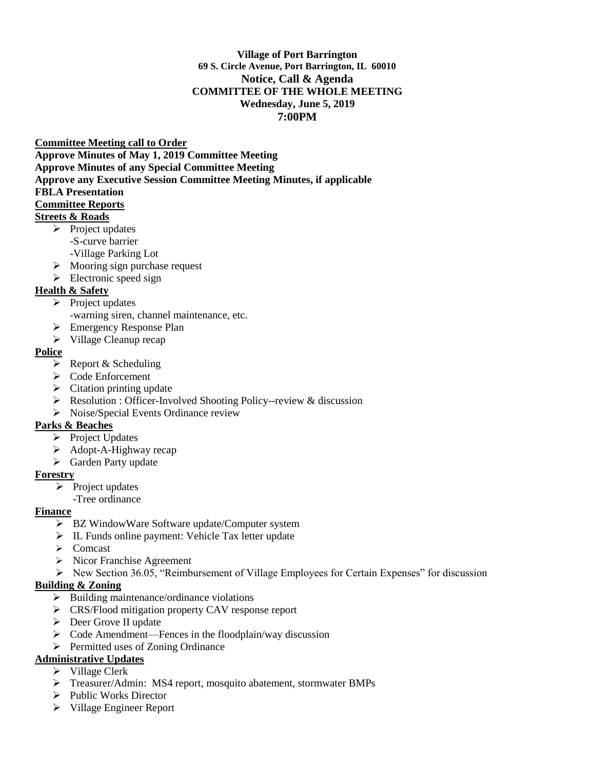**Village of Port Barrington**
**69 S. Circle Avenue, Port Barrington, IL 60010**
**Notice, Call & Agenda**
**COMMITTEE OF THE WHOLE MEETING**
**Wednesday, June 5, 2019**
**7:00PM**

**Committee Meeting call to Order**
**Approve Minutes of May 1, 2019 Committee Meeting**
**Approve Minutes of any Special Committee Meeting**
**Approve any Executive Session Committee Meeting Minutes, if applicable**
**FBLA Presentation**
**Committee Reports**

**Streets & Roads**

- Project updates
  - -S-curve barrier
  - -Village Parking Lot
- Mooring sign purchase request
- Electronic speed sign

**Health & Safety**

- Project updates
  - -warning siren, channel maintenance, etc.
- Emergency Response Plan
- Village Cleanup recap

**Police**

- Report & Scheduling
- Code Enforcement
- Citation printing update
- Resolution : Officer-Involved Shooting Policy--review & discussion
- Noise/Special Events Ordinance review

**Parks & Beaches**

- Project Updates
- Adopt-A-Highway recap
- Garden Party update

**Forestry**

- Project updates
  - -Tree ordinance

**Finance**

- BZ WindowWare Software update/Computer system
- IL Funds online payment: Vehicle Tax letter update
- Comcast
- Nicor Franchise Agreement
- New Section 36.05, "Reimbursement of Village Employees for Certain Expenses" for discussion

**Building & Zoning**

- Building maintenance/ordinance violations
- CRS/Flood mitigation property CAV response report
- Deer Grove II update
- Code Amendment—Fences in the floodplain/way discussion
- Permitted uses of Zoning Ordinance

**Administrative Updates**

- Village Clerk
- Treasurer/Admin: MS4 report, mosquito abatement, stormwater BMPs
- Public Works Director
- Village Engineer Report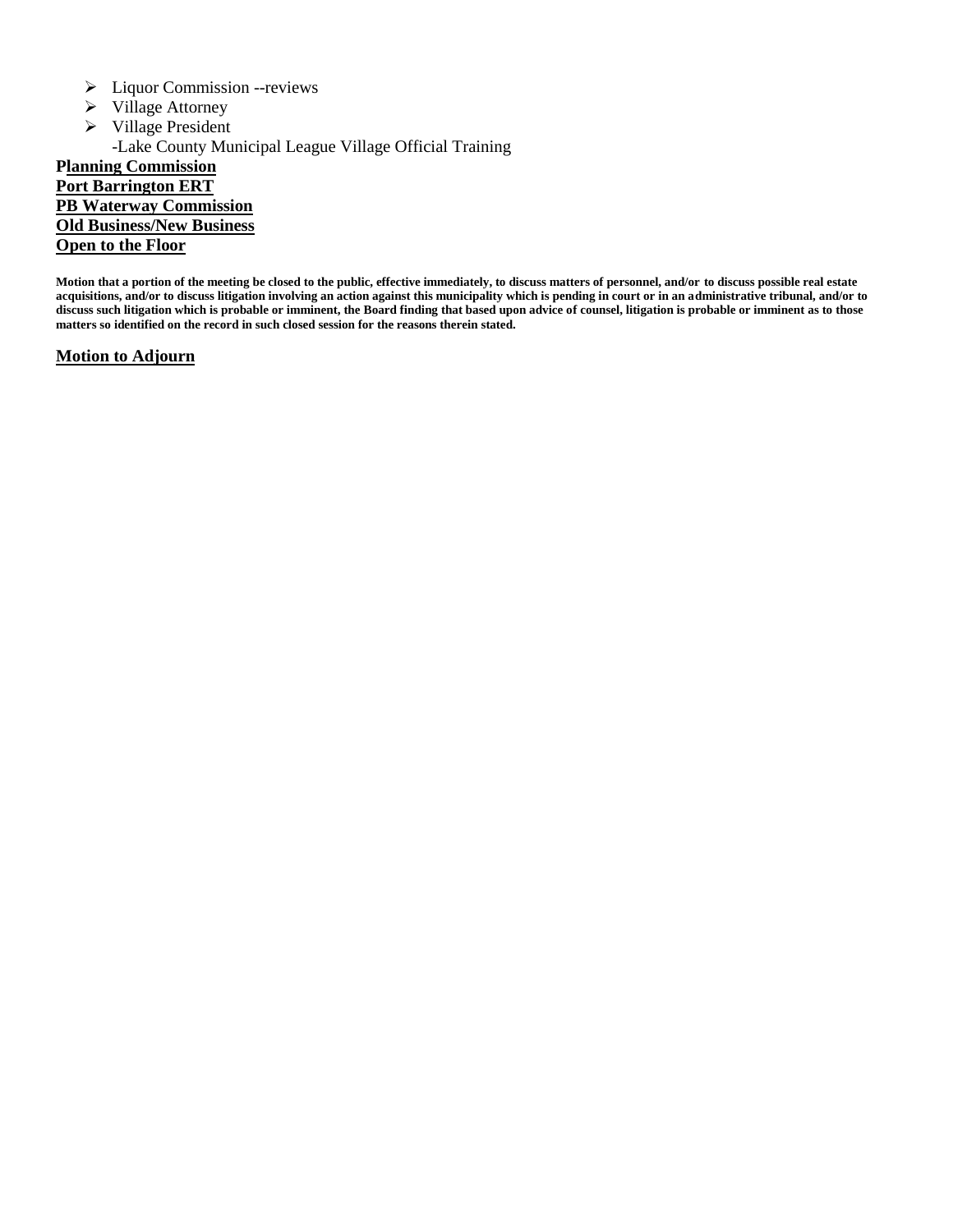- Liquor Commission --reviews
- Village Attorney
- Village President
  -Lake County Municipal League Village Official Training

**Planning Commission**

**Port Barrington ERT**

**PB Waterway Commission**

**Old Business/New Business**

**Open to the Floor**

**Motion that a portion of the meeting be closed to the public, effective immediately, to discuss matters of personnel, and/or to discuss possible real estate acquisitions, and/or to discuss litigation involving an action against this municipality which is pending in court or in an administrative tribunal, and/or to discuss such litigation which is probable or imminent, the Board finding that based upon advice of counsel, litigation is probable or imminent as to those matters so identified on the record in such closed session for the reasons therein stated.**

**Motion to Adjourn**